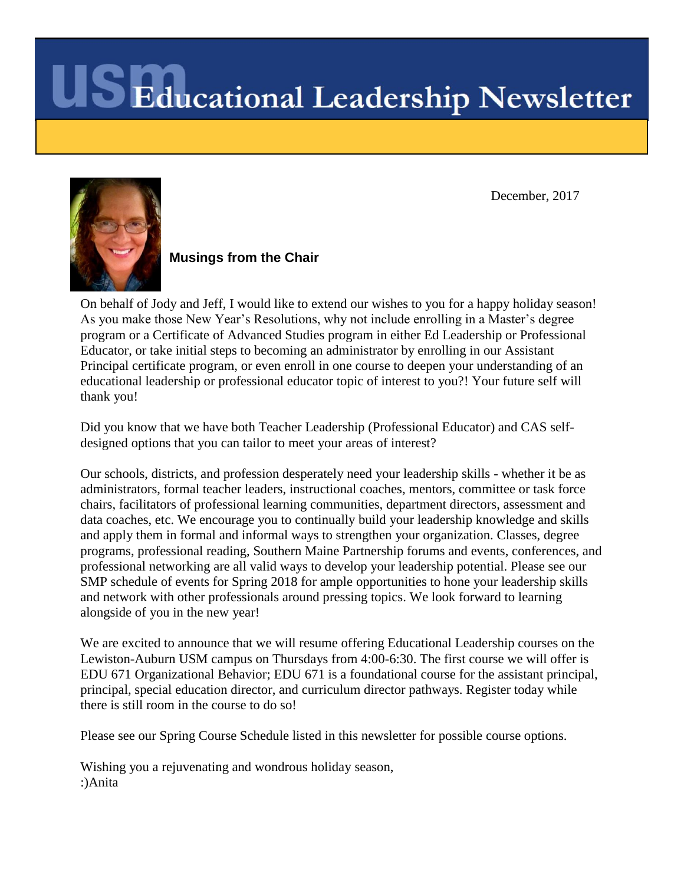# USM Educational Leadership Newsletter

December, 2017

**Musings from the Chair**

On behalf of Jody and Jeff, I would like to extend our wishes to you for a happy holiday season! As you make those New Year's Resolutions, why not include enrolling in a Master's degree program or a Certificate of Advanced Studies program in either Ed Leadership or Professional Educator, or take initial steps to becoming an administrator by enrolling in our Assistant Principal certificate program, or even enroll in one course to deepen your understanding of an educational leadership or professional educator topic of interest to you?! Your future self will thank you!

Did you know that we have both Teacher Leadership (Professional Educator) and CAS self-designed options that you can tailor to meet your areas of interest?

Our schools, districts, and profession desperately need your leadership skills - whether it be as administrators, formal teacher leaders, instructional coaches, mentors, committee or task force chairs, facilitators of professional learning communities, department directors, assessment and data coaches, etc. We encourage you to continually build your leadership knowledge and skills and apply them in formal and informal ways to strengthen your organization. Classes, degree programs, professional reading, Southern Maine Partnership forums and events, conferences, and professional networking are all valid ways to develop your leadership potential. Please see our SMP schedule of events for Spring 2018 for ample opportunities to hone your leadership skills and network with other professionals around pressing topics. We look forward to learning alongside of you in the new year!

We are excited to announce that we will resume offering Educational Leadership courses on the Lewiston-Auburn USM campus on Thursdays from 4:00-6:30. The first course we will offer is EDU 671 Organizational Behavior; EDU 671 is a foundational course for the assistant principal, principal, special education director, and curriculum director pathways. Register today while there is still room in the course to do so!

Please see our Spring Course Schedule listed in this newsletter for possible course options.

Wishing you a rejuvenating and wondrous holiday season,
:)Anita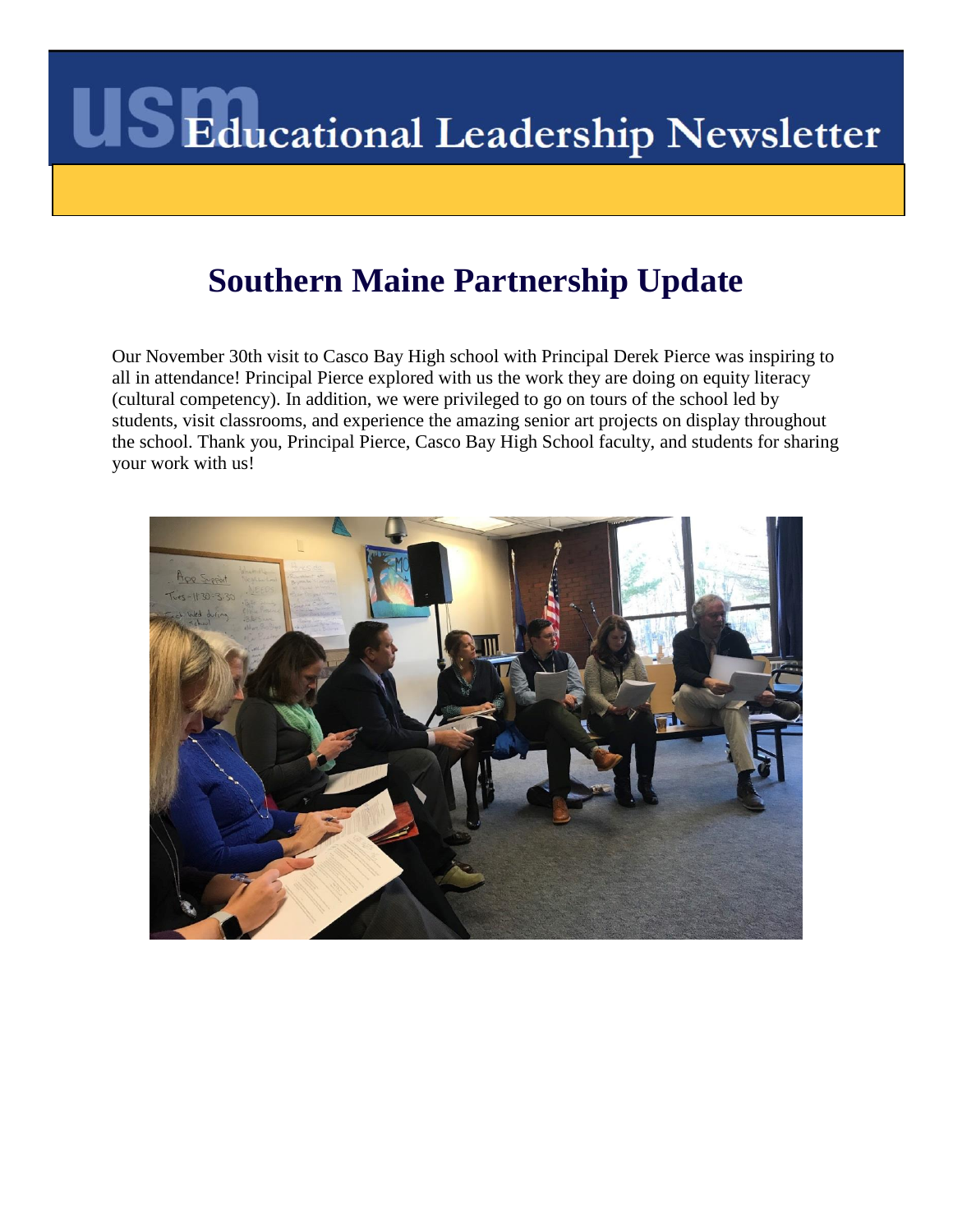# USM Educational Leadership Newsletter

## Southern Maine Partnership Update

Our November 30th visit to Casco Bay High school with Principal Derek Pierce was inspiring to all in attendance! Principal Pierce explored with us the work they are doing on equity literacy (cultural competency). In addition, we were privileged to go on tours of the school led by students, visit classrooms, and experience the amazing senior art projects on display throughout the school. Thank you, Principal Pierce, Casco Bay High School faculty, and students for sharing your work with us!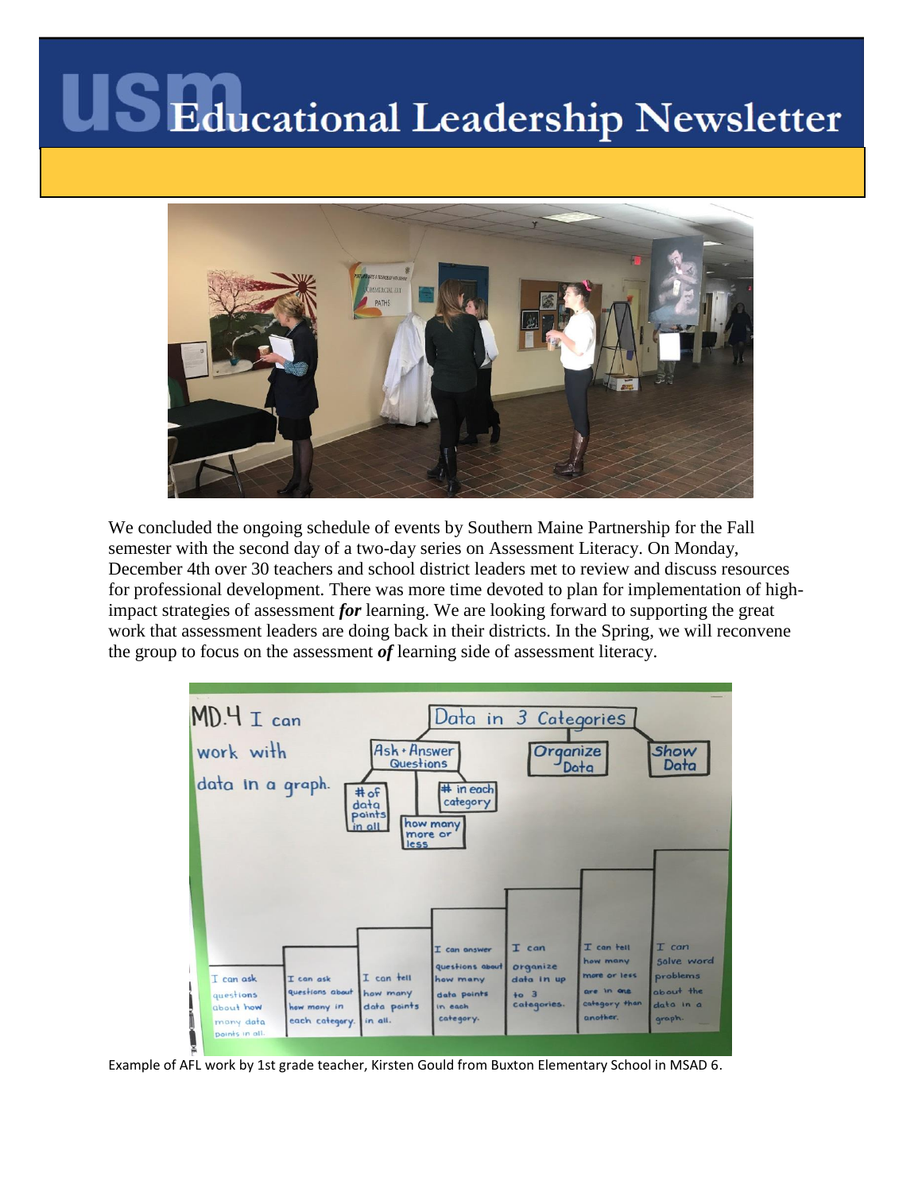# USM Educational Leadership Newsletter

We concluded the ongoing schedule of events by Southern Maine Partnership for the Fall semester with the second day of a two-day series on Assessment Literacy. On Monday, December 4th over 30 teachers and school district leaders met to review and discuss resources for professional development. There was more time devoted to plan for implementation of high-impact strategies of assessment ***for*** learning. We are looking forward to supporting the great work that assessment leaders are doing back in their districts. In the Spring, we will reconvene the group to focus on the assessment ***of*** learning side of assessment literacy.

Example of AFL work by 1st grade teacher, Kirsten Gould from Buxton Elementary School in MSAD 6.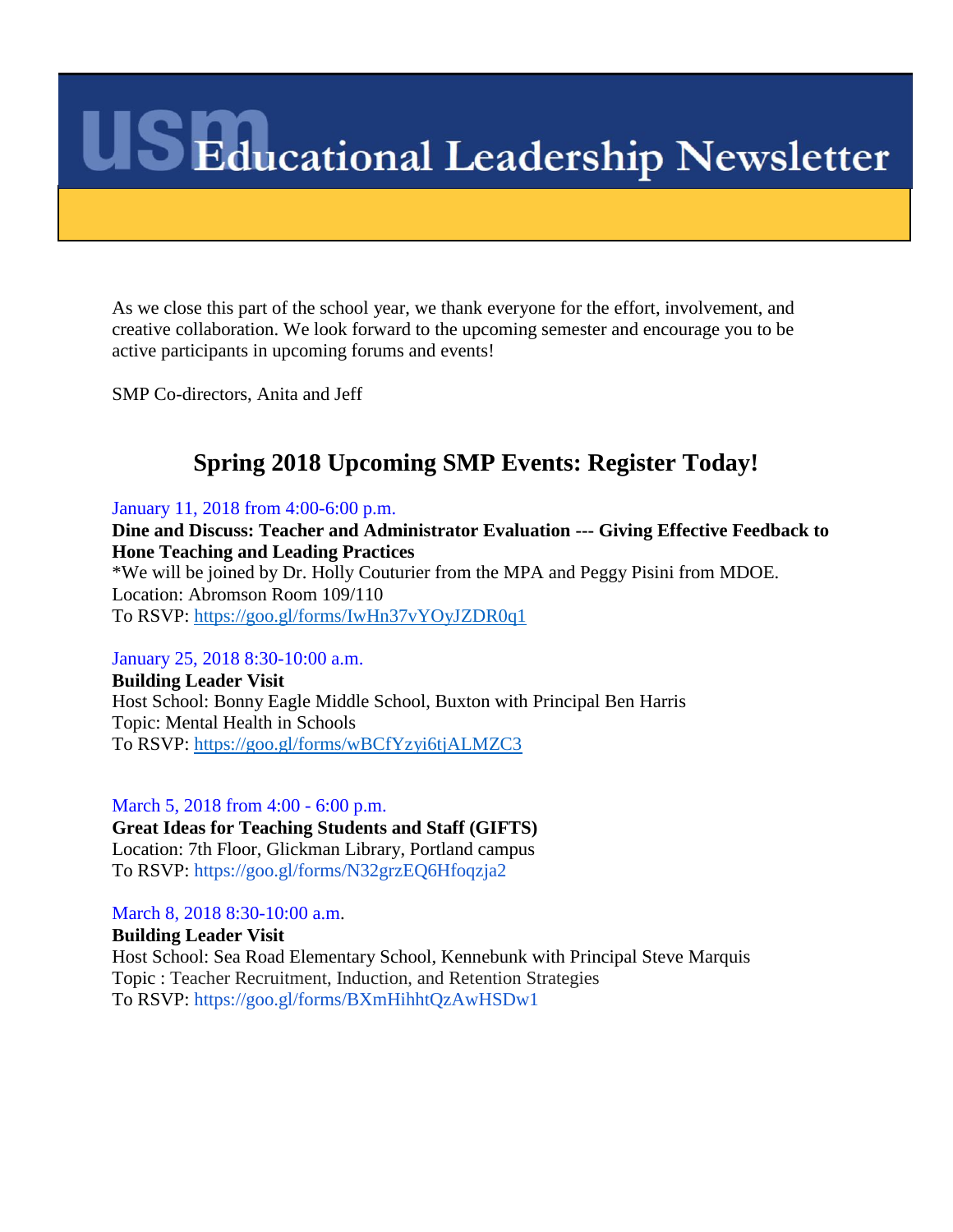# USM Educational Leadership Newsletter

As we close this part of the school year, we thank everyone for the effort, involvement, and creative collaboration. We look forward to the upcoming semester and encourage you to be active participants in upcoming forums and events!

SMP Co-directors, Anita and Jeff

## Spring 2018 Upcoming SMP Events: Register Today!

January 11, 2018 from 4:00-6:00 p.m.

**Dine and Discuss: Teacher and Administrator Evaluation --- Giving Effective Feedback to Hone Teaching and Leading Practices**

*We will be joined by Dr. Holly Couturier from the MPA and Peggy Pisini from MDOE.

Location: Abromson Room 109/110

To RSVP: https://goo.gl/forms/IwHn37vYOyJZDR0q1

January 25, 2018 8:30-10:00 a.m.

**Building Leader Visit**

Host School: Bonny Eagle Middle School, Buxton with Principal Ben Harris

Topic: Mental Health in Schools

To RSVP: https://goo.gl/forms/wBCfYzyi6tjALMZC3

March 5, 2018 from 4:00 - 6:00 p.m.

**Great Ideas for Teaching Students and Staff (GIFTS)**

Location: 7th Floor, Glickman Library, Portland campus

To RSVP: https://goo.gl/forms/N32grzEQ6Hfoqzja2

March 8, 2018 8:30-10:00 a.m.

**Building Leader Visit**

Host School: Sea Road Elementary School, Kennebunk with Principal Steve Marquis

Topic : Teacher Recruitment, Induction, and Retention Strategies

To RSVP: https://goo.gl/forms/BXmHihhtQzAwHSDw1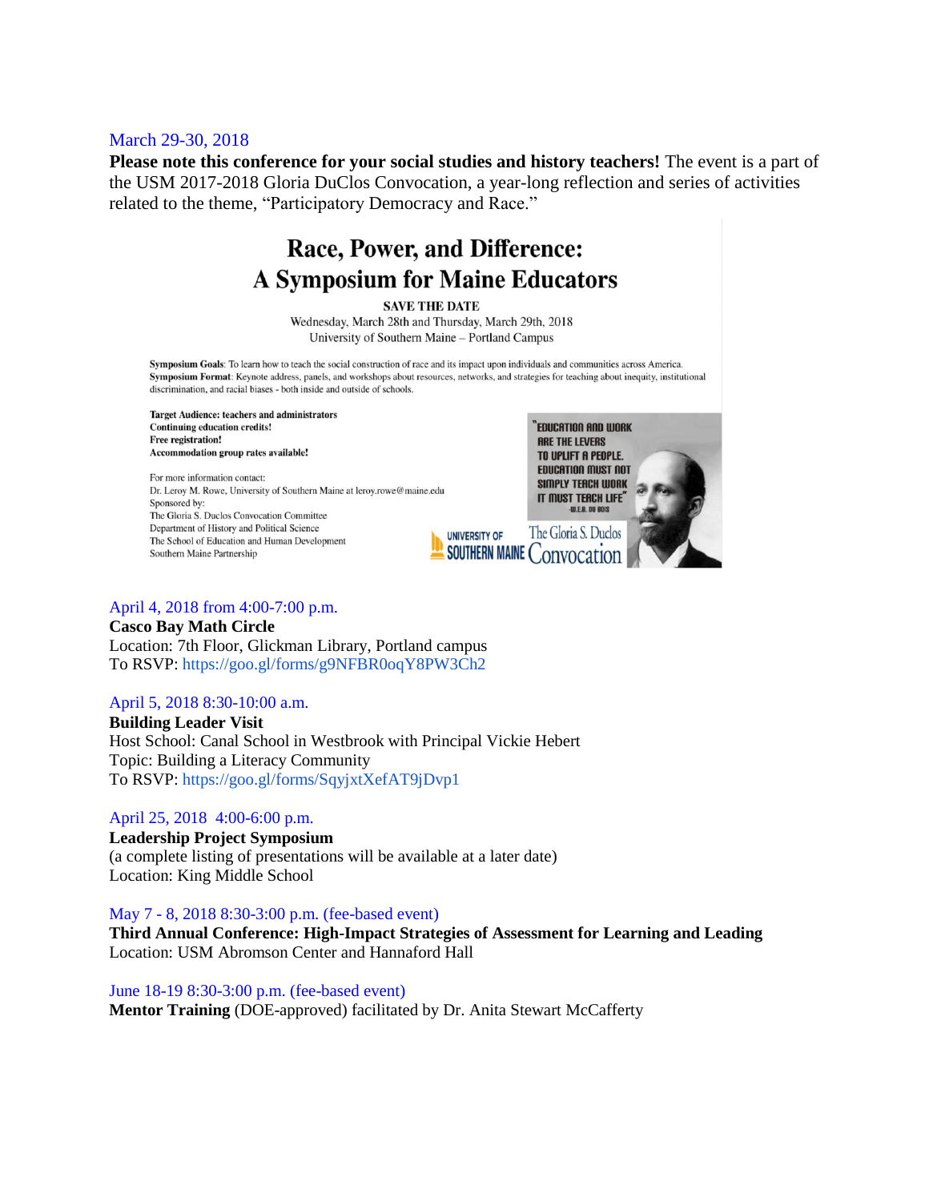March 29-30, 2018

**Please note this conference for your social studies and history teachers!** The event is a part of the USM 2017-2018 Gloria DuClos Convocation, a year-long reflection and series of activities related to the theme, "Participatory Democracy and Race."

## Race, Power, and Difference: A Symposium for Maine Educators

**SAVE THE DATE**

Wednesday, March 28th and Thursday, March 29th, 2018

University of Southern Maine – Portland Campus

**Symposium Goals**: To learn how to teach the social construction of race and its impact upon individuals and communities across America.

**Symposium Format**: Keynote address, panels, and workshops about resources, networks, and strategies for teaching about inequity, institutional discrimination, and racial biases - both inside and outside of schools.

**Target Audience: teachers and administrators**
**Continuing education credits!**
**Free registration!**
**Accommodation group rates available!**

For more information contact:
Dr. Leroy M. Rowe, University of Southern Maine at leroy.rowe@maine.edu

Sponsored by:
The Gloria S. Duclos Convocation Committee
Department of History and Political Science
The School of Education and Human Development
Southern Maine Partnership

"EDUCATION AND WORK ARE THE LEVERS TO UPLIFT A PEOPLE. EDUCATION MUST NOT SIMPLY TEACH WORK IT MUST TEACH LIFE" -W.E.B. DU BOIS

UNIVERSITY OF SOUTHERN MAINE
The Gloria S. Duclos Convocation

April 4, 2018 from 4:00-7:00 p.m.

**Casco Bay Math Circle**
Location: 7th Floor, Glickman Library, Portland campus
To RSVP: https://goo.gl/forms/g9NFBR0oqY8PW3Ch2

April 5, 2018 8:30-10:00 a.m.

**Building Leader Visit**
Host School: Canal School in Westbrook with Principal Vickie Hebert
Topic: Building a Literacy Community
To RSVP: https://goo.gl/forms/SqyjxtXefAT9jDvp1

April 25, 2018 4:00-6:00 p.m.

**Leadership Project Symposium**
(a complete listing of presentations will be available at a later date)
Location: King Middle School

May 7 - 8, 2018 8:30-3:00 p.m. (fee-based event)

**Third Annual Conference: High-Impact Strategies of Assessment for Learning and Leading**
Location: USM Abromson Center and Hannaford Hall

June 18-19 8:30-3:00 p.m. (fee-based event)

**Mentor Training** (DOE-approved) facilitated by Dr. Anita Stewart McCafferty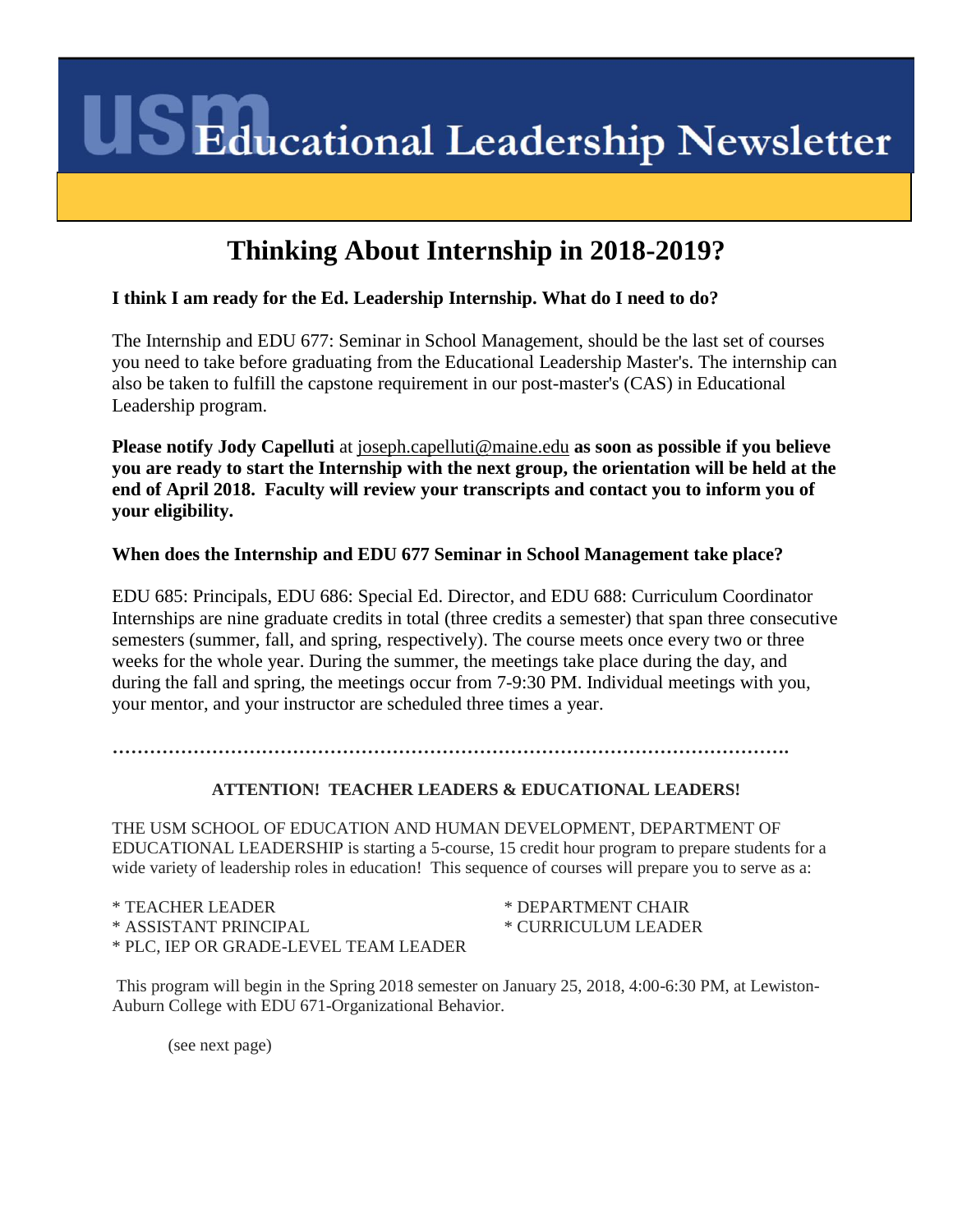# USM Educational Leadership Newsletter

## Thinking About Internship in 2018-2019?

**I think I am ready for the Ed. Leadership Internship. What do I need to do?**

The Internship and EDU 677: Seminar in School Management, should be the last set of courses you need to take before graduating from the Educational Leadership Master's. The internship can also be taken to fulfill the capstone requirement in our post-master's (CAS) in Educational Leadership program.

**Please notify Jody Capelluti** at joseph.capelluti@maine.edu **as soon as possible if you believe you are ready to start the Internship with the next group, the orientation will be held at the end of April 2018. Faculty will review your transcripts and contact you to inform you of your eligibility.**

**When does the Internship and EDU 677 Seminar in School Management take place?**

EDU 685: Principals, EDU 686: Special Ed. Director, and EDU 688: Curriculum Coordinator Internships are nine graduate credits in total (three credits a semester) that span three consecutive semesters (summer, fall, and spring, respectively). The course meets once every two or three weeks for the whole year. During the summer, the meetings take place during the day, and during the fall and spring, the meetings occur from 7-9:30 PM. Individual meetings with you, your mentor, and your instructor are scheduled three times a year.

…………………………………………………………………………………………………….

**ATTENTION! TEACHER LEADERS & EDUCATIONAL LEADERS!**

THE USM SCHOOL OF EDUCATION AND HUMAN DEVELOPMENT, DEPARTMENT OF EDUCATIONAL LEADERSHIP is starting a 5-course, 15 credit hour program to prepare students for a wide variety of leadership roles in education! This sequence of courses will prepare you to serve as a:

* TEACHER LEADER
* ASSISTANT PRINCIPAL
* PLC, IEP OR GRADE-LEVEL TEAM LEADER
* DEPARTMENT CHAIR
* CURRICULUM LEADER

This program will begin in the Spring 2018 semester on January 25, 2018, 4:00-6:30 PM, at Lewiston-Auburn College with EDU 671-Organizational Behavior.

(see next page)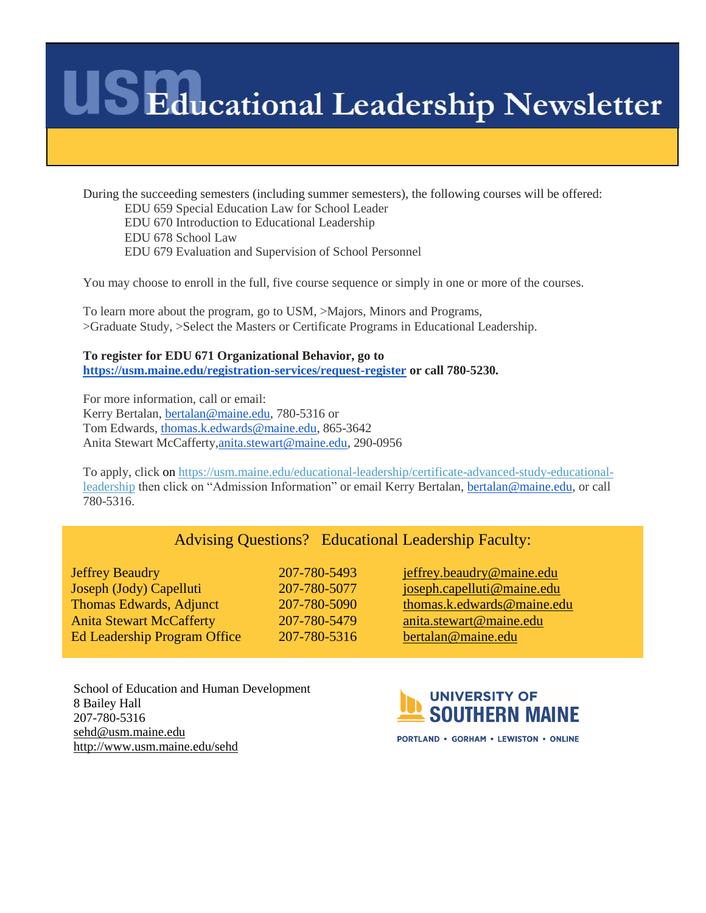# USM Educational Leadership Newsletter

During the succeeding semesters (including summer semesters), the following courses will be offered:

- EDU 659 Special Education Law for School Leader
- EDU 670 Introduction to Educational Leadership
- EDU 678 School Law
- EDU 679 Evaluation and Supervision of School Personnel

You may choose to enroll in the full, five course sequence or simply in one or more of the courses.

To learn more about the program, go to USM, >Majors, Minors and Programs, >Graduate Study, >Select the Masters or Certificate Programs in Educational Leadership.

**To register for EDU 671 Organizational Behavior, go to https://usm.maine.edu/registration-services/request-register or call 780-5230.**

For more information, call or email:
Kerry Bertalan, bertalan@maine.edu, 780-5316 or
Tom Edwards, thomas.k.edwards@maine.edu, 865-3642
Anita Stewart McCafferty,anita.stewart@maine.edu, 290-0956

To apply, click on https://usm.maine.edu/educational-leadership/certificate-advanced-study-educational-leadership then click on "Admission Information" or email Kerry Bertalan, bertalan@maine.edu, or call 780-5316.

## Advising Questions? Educational Leadership Faculty:

| | | |
|---|---|---|
| Jeffrey Beaudry | 207-780-5493 | jeffrey.beaudry@maine.edu |
| Joseph (Jody) Capelluti | 207-780-5077 | joseph.capelluti@maine.edu |
| Thomas Edwards, Adjunct | 207-780-5090 | thomas.k.edwards@maine.edu |
| Anita Stewart McCafferty | 207-780-5479 | anita.stewart@maine.edu |
| Ed Leadership Program Office | 207-780-5316 | bertalan@maine.edu |

School of Education and Human Development
8 Bailey Hall
207-780-5316
sehd@usm.maine.edu
http://www.usm.maine.edu/sehd

UNIVERSITY OF SOUTHERN MAINE
PORTLAND • GORHAM • LEWISTON • ONLINE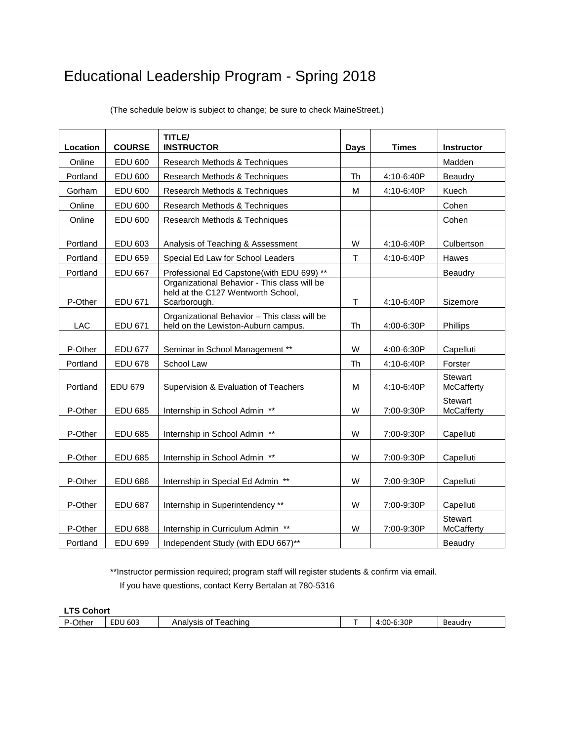# Educational Leadership Program - Spring 2018

(The schedule below is subject to change; be sure to check MaineStreet.)

| Location | COURSE | TITLE/ INSTRUCTOR | Days | Times | Instructor |
|---|---|---|---|---|---|
| Online | EDU 600 | Research Methods & Techniques | | | Madden |
| Portland | EDU 600 | Research Methods & Techniques | Th | 4:10-6:40P | Beaudry |
| Gorham | EDU 600 | Research Methods & Techniques | M | 4:10-6:40P | Kuech |
| Online | EDU 600 | Research Methods & Techniques | | | Cohen |
| Online | EDU 600 | Research Methods & Techniques | | | Cohen |
| Portland | EDU 603 | Analysis of Teaching & Assessment | W | 4:10-6:40P | Culbertson |
| Portland | EDU 659 | Special Ed Law for School Leaders | T | 4:10-6:40P | Hawes |
| Portland | EDU 667 | Professional Ed Capstone(with EDU 699) ** | | | Beaudry |
| P-Other | EDU 671 | Organizational Behavior - This class will be held at the C127 Wentworth School, Scarborough. | T | 4:10-6:40P | Sizemore |
| LAC | EDU 671 | Organizational Behavior – This class will be held on the Lewiston-Auburn campus. | Th | 4:00-6:30P | Phillips |
| P-Other | EDU 677 | Seminar in School Management ** | W | 4:00-6:30P | Capelluti |
| Portland | EDU 678 | School Law | Th | 4:10-6:40P | Forster |
| Portland | EDU 679 | Supervision & Evaluation of Teachers | M | 4:10-6:40P | Stewart McCafferty |
| P-Other | EDU 685 | Internship in School Admin ** | W | 7:00-9:30P | Stewart McCafferty |
| P-Other | EDU 685 | Internship in School Admin ** | W | 7:00-9:30P | Capelluti |
| P-Other | EDU 685 | Internship in School Admin ** | W | 7:00-9:30P | Capelluti |
| P-Other | EDU 686 | Internship in Special Ed Admin ** | W | 7:00-9:30P | Capelluti |
| P-Other | EDU 687 | Internship in Superintendency ** | W | 7:00-9:30P | Capelluti |
| P-Other | EDU 688 | Internship in Curriculum Admin ** | W | 7:00-9:30P | Stewart McCafferty |
| Portland | EDU 699 | Independent Study (with EDU 667)** | | | Beaudry |

**Instructor permission required; program staff will register students & confirm via email.

If you have questions, contact Kerry Bertalan at 780-5316

**LTS Cohort**

| | | | | | |
|---|---|---|---|---|---|
| P-Other | EDU 603 | Analysis of Teaching | T | 4:00-6:30P | Beaudry |